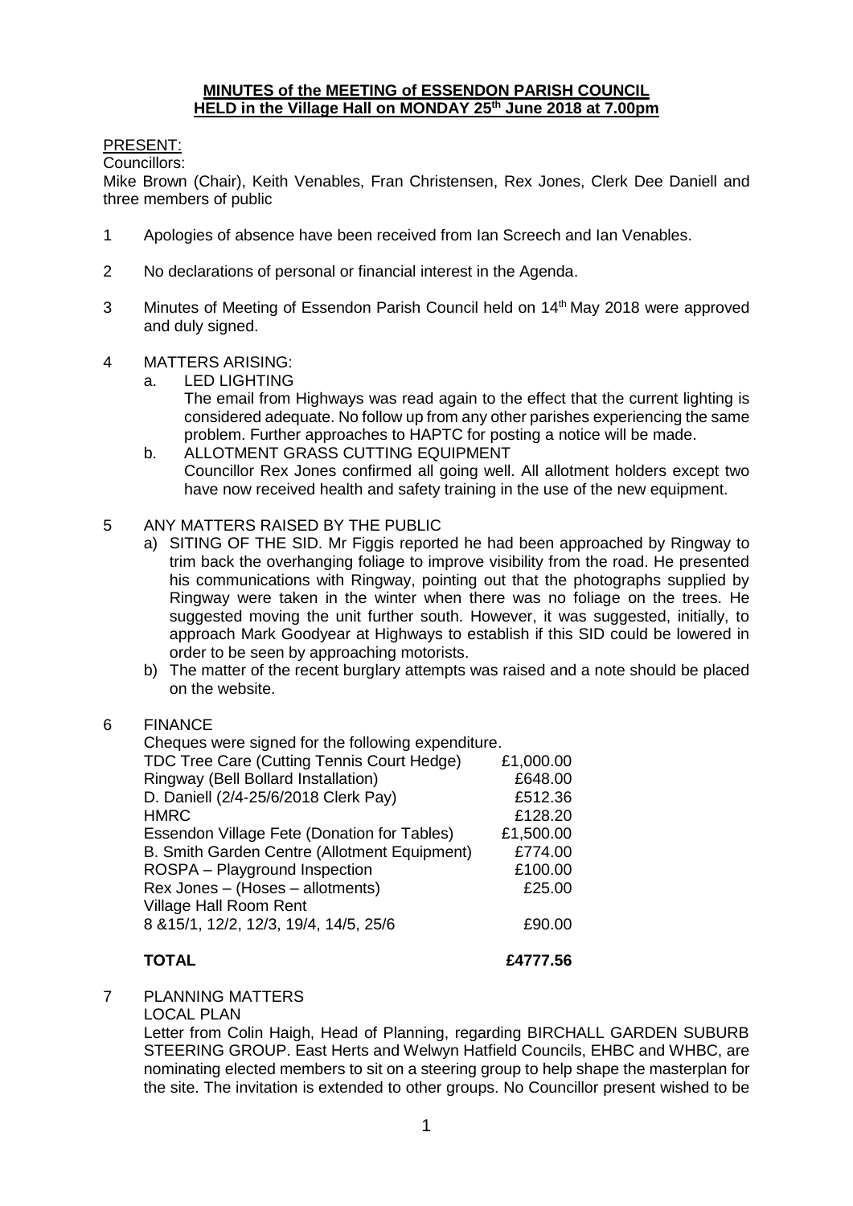# MINUTES of the MEETING of ESSENDON PARISH COUNCIL HELD in the Village Hall on MONDAY 25th June 2018 at 7.00pm

PRESENT:

Councillors:

Mike Brown (Chair), Keith Venables, Fran Christensen, Rex Jones, Clerk Dee Daniell and three members of public

1. Apologies of absence have been received from Ian Screech and Ian Venables.

2. No declarations of personal or financial interest in the Agenda.

3. Minutes of Meeting of Essendon Parish Council held on 14th May 2018 were approved and duly signed.

4. MATTERS ARISING:
   a. LED LIGHTING
      The email from Highways was read again to the effect that the current lighting is considered adequate. No follow up from any other parishes experiencing the same problem. Further approaches to HAPTC for posting a notice will be made.
   b. ALLOTMENT GRASS CUTTING EQUIPMENT
      Councillor Rex Jones confirmed all going well. All allotment holders except two have now received health and safety training in the use of the new equipment.

5. ANY MATTERS RAISED BY THE PUBLIC
   a) SITING OF THE SID. Mr Figgis reported he had been approached by Ringway to trim back the overhanging foliage to improve visibility from the road. He presented his communications with Ringway, pointing out that the photographs supplied by Ringway were taken in the winter when there was no foliage on the trees. He suggested moving the unit further south. However, it was suggested, initially, to approach Mark Goodyear at Highways to establish if this SID could be lowered in order to be seen by approaching motorists.
   b) The matter of the recent burglary attempts was raised and a note should be placed on the website.

6. FINANCE

Cheques were signed for the following expenditure.

| | |
|---|---|
| TDC Tree Care (Cutting Tennis Court Hedge) | £1,000.00 |
| Ringway (Bell Bollard Installation) | £648.00 |
| D. Daniell (2/4-25/6/2018 Clerk Pay) | £512.36 |
| HMRC | £128.20 |
| Essendon Village Fete (Donation for Tables) | £1,500.00 |
| B. Smith Garden Centre (Allotment Equipment) | £774.00 |
| ROSPA – Playground Inspection | £100.00 |
| Rex Jones – (Hoses – allotments) | £25.00 |
| Village Hall Room Rent 8 &15/1, 12/2, 12/3, 19/4, 14/5, 25/6 | £90.00 |
| **TOTAL** | **£4777.56** |

7. PLANNING MATTERS

LOCAL PLAN

Letter from Colin Haigh, Head of Planning, regarding BIRCHALL GARDEN SUBURB STEERING GROUP. East Herts and Welwyn Hatfield Councils, EHBC and WHBC, are nominating elected members to sit on a steering group to help shape the masterplan for the site. The invitation is extended to other groups. No Councillor present wished to be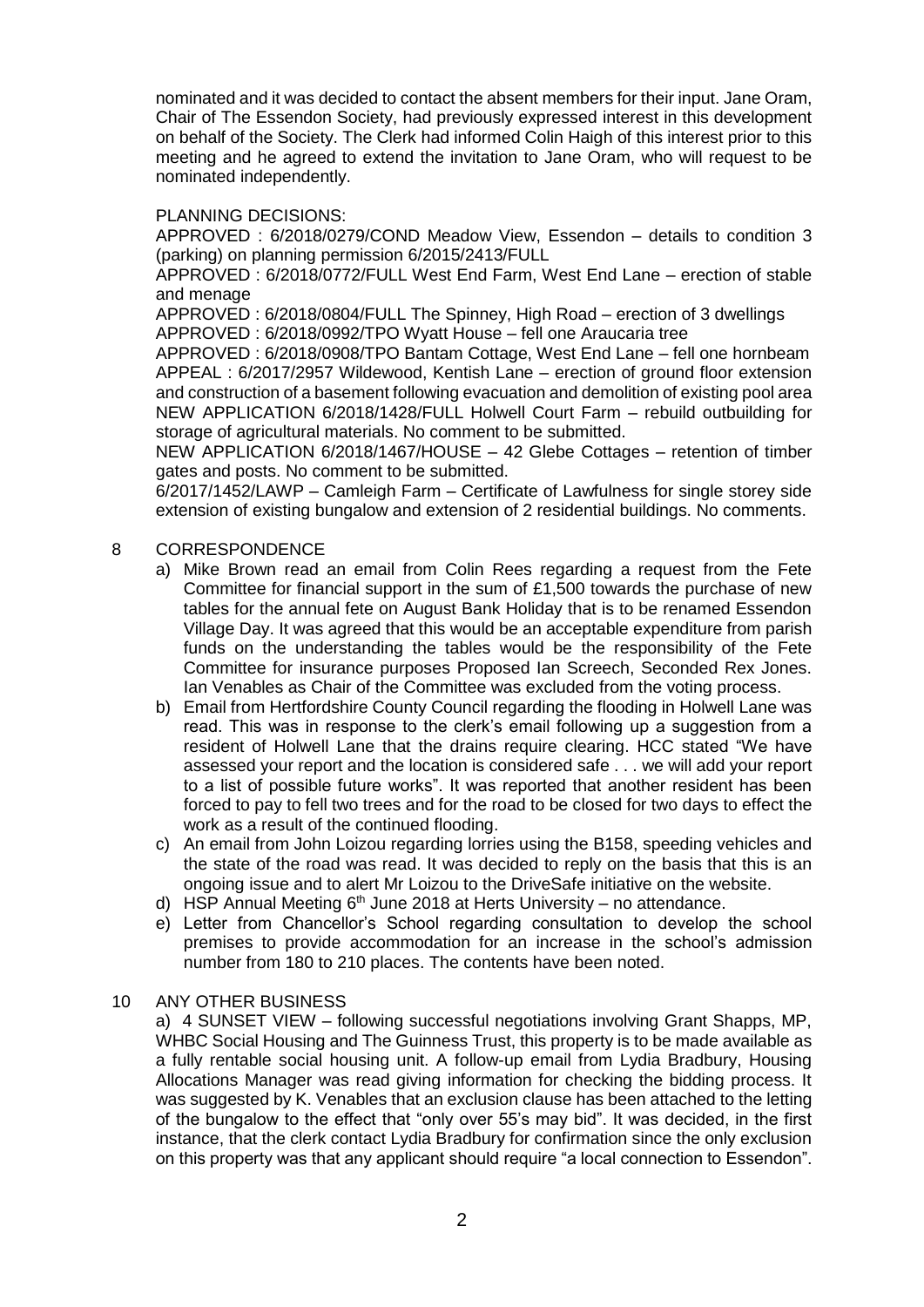nominated and it was decided to contact the absent members for their input. Jane Oram, Chair of The Essendon Society, had previously expressed interest in this development on behalf of the Society. The Clerk had informed Colin Haigh of this interest prior to this meeting and he agreed to extend the invitation to Jane Oram, who will request to be nominated independently.

PLANNING DECISIONS:

APPROVED : 6/2018/0279/COND Meadow View, Essendon – details to condition 3 (parking) on planning permission 6/2015/2413/FULL

APPROVED : 6/2018/0772/FULL West End Farm, West End Lane – erection of stable and menage

APPROVED : 6/2018/0804/FULL The Spinney, High Road – erection of 3 dwellings

APPROVED : 6/2018/0992/TPO Wyatt House – fell one Araucaria tree

APPROVED : 6/2018/0908/TPO Bantam Cottage, West End Lane – fell one hornbeam

APPEAL : 6/2017/2957 Wildewood, Kentish Lane – erection of ground floor extension and construction of a basement following evacuation and demolition of existing pool area

NEW APPLICATION 6/2018/1428/FULL Holwell Court Farm – rebuild outbuilding for storage of agricultural materials. No comment to be submitted.

NEW APPLICATION 6/2018/1467/HOUSE – 42 Glebe Cottages – retention of timber gates and posts. No comment to be submitted.

6/2017/1452/LAWP – Camleigh Farm – Certificate of Lawfulness for single storey side extension of existing bungalow and extension of 2 residential buildings. No comments.

8 CORRESPONDENCE

a) Mike Brown read an email from Colin Rees regarding a request from the Fete Committee for financial support in the sum of £1,500 towards the purchase of new tables for the annual fete on August Bank Holiday that is to be renamed Essendon Village Day. It was agreed that this would be an acceptable expenditure from parish funds on the understanding the tables would be the responsibility of the Fete Committee for insurance purposes Proposed Ian Screech, Seconded Rex Jones. Ian Venables as Chair of the Committee was excluded from the voting process.

b) Email from Hertfordshire County Council regarding the flooding in Holwell Lane was read. This was in response to the clerk's email following up a suggestion from a resident of Holwell Lane that the drains require clearing. HCC stated "We have assessed your report and the location is considered safe . . . we will add your report to a list of possible future works". It was reported that another resident has been forced to pay to fell two trees and for the road to be closed for two days to effect the work as a result of the continued flooding.

c) An email from John Loizou regarding lorries using the B158, speeding vehicles and the state of the road was read. It was decided to reply on the basis that this is an ongoing issue and to alert Mr Loizou to the DriveSafe initiative on the website.

d) HSP Annual Meeting 6th June 2018 at Herts University – no attendance.

e) Letter from Chancellor's School regarding consultation to develop the school premises to provide accommodation for an increase in the school's admission number from 180 to 210 places. The contents have been noted.

10 ANY OTHER BUSINESS

a) 4 SUNSET VIEW – following successful negotiations involving Grant Shapps, MP, WHBC Social Housing and The Guinness Trust, this property is to be made available as a fully rentable social housing unit. A follow-up email from Lydia Bradbury, Housing Allocations Manager was read giving information for checking the bidding process. It was suggested by K. Venables that an exclusion clause has been attached to the letting of the bungalow to the effect that "only over 55's may bid". It was decided, in the first instance, that the clerk contact Lydia Bradbury for confirmation since the only exclusion on this property was that any applicant should require "a local connection to Essendon".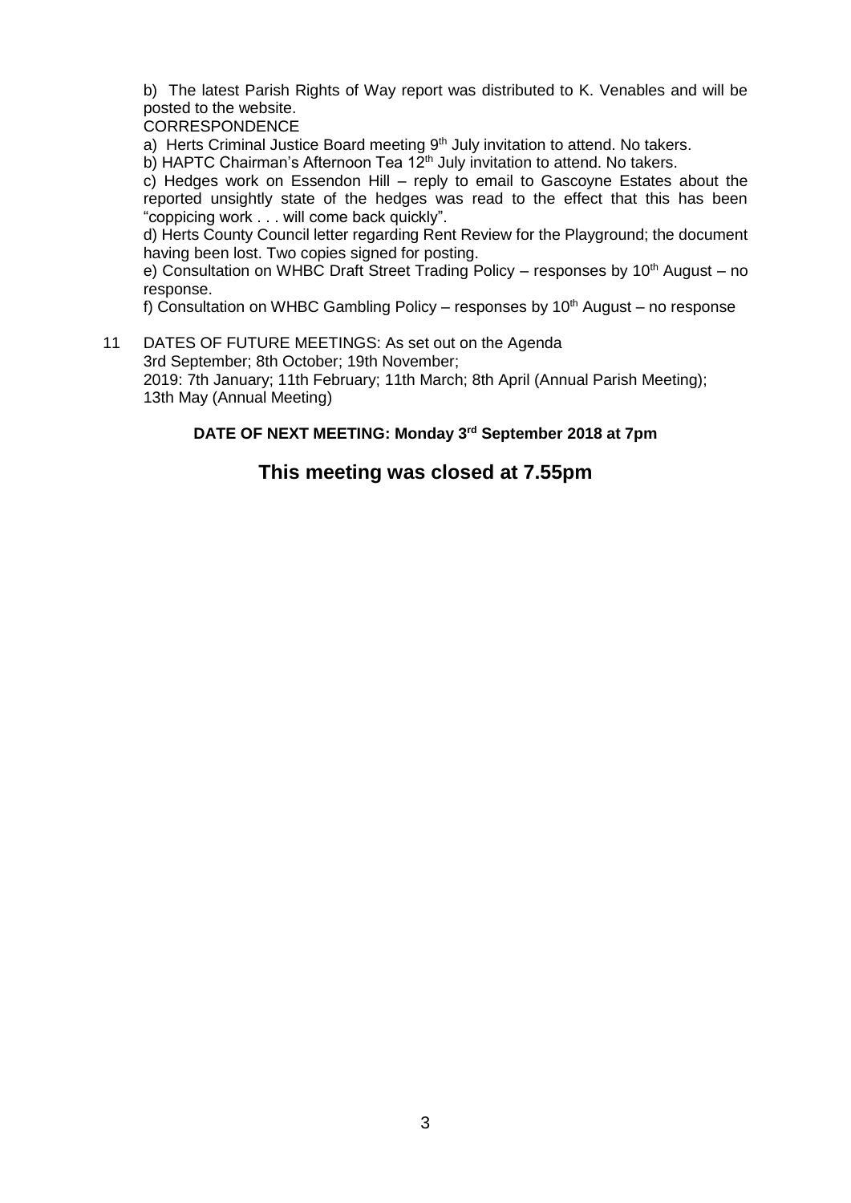b) The latest Parish Rights of Way report was distributed to K. Venables and will be posted to the website.

CORRESPONDENCE

a) Herts Criminal Justice Board meeting 9th July invitation to attend. No takers.

b) HAPTC Chairman's Afternoon Tea 12th July invitation to attend. No takers.

c) Hedges work on Essendon Hill – reply to email to Gascoyne Estates about the reported unsightly state of the hedges was read to the effect that this has been "coppicing work . . . will come back quickly".

d) Herts County Council letter regarding Rent Review for the Playground; the document having been lost. Two copies signed for posting.

e) Consultation on WHBC Draft Street Trading Policy – responses by 10th August – no response.

f) Consultation on WHBC Gambling Policy – responses by 10th August – no response

11 DATES OF FUTURE MEETINGS: As set out on the Agenda
3rd September; 8th October; 19th November;
2019: 7th January; 11th February; 11th March; 8th April (Annual Parish Meeting);
13th May (Annual Meeting)

**DATE OF NEXT MEETING: Monday 3rd September 2018 at 7pm**

## This meeting was closed at 7.55pm